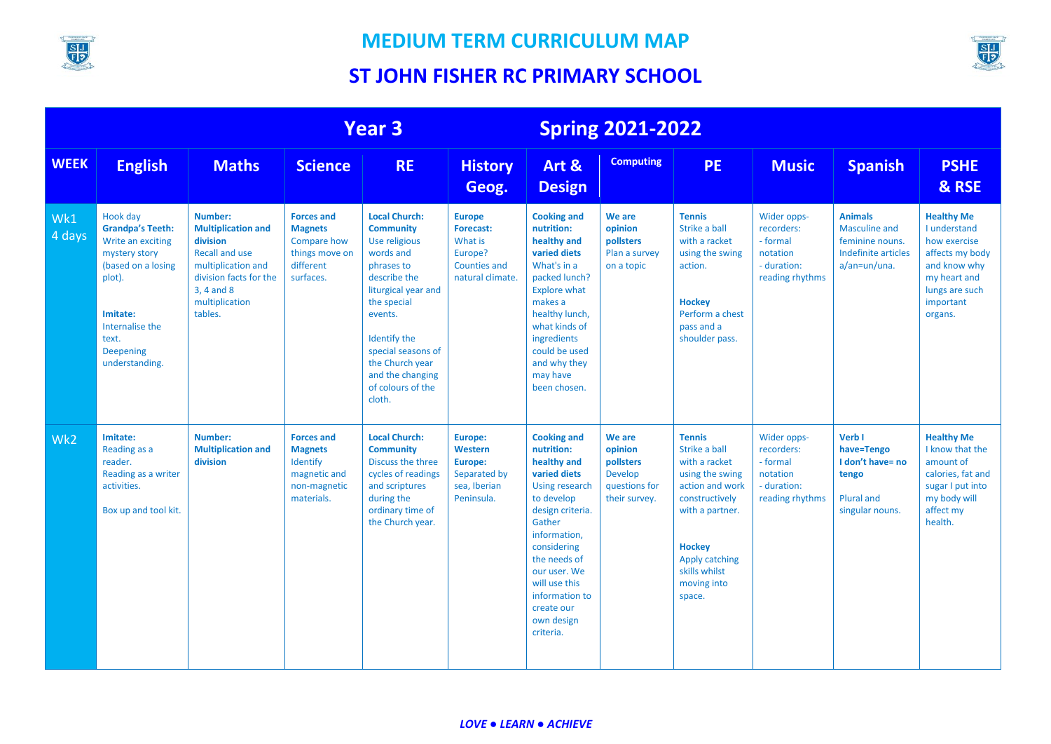# MEDIUM TERM CURRICULUM MAP

## ST JOHN FISHER RC PRIMARY SCHOOL

| Year 3 | | | | | | Spring 2021-2022 | | | | | |
|---|---|---|---|---|---|---|---|---|---|---|---|
| **WEEK** | **English** | **Maths** | **Science** | **RE** | **History Geog.** | **Art & Design** | **Computing** | **PE** | **Music** | **Spanish** | **PSHE & RSE** |
| Wk1 4 days | Hook day **Grandpa's Teeth:** Write an exciting mystery story (based on a losing plot). **Imitate:** Internalise the text. Deepening understanding. | **Number: Multiplication and division** Recall and use multiplication and division facts for the 3, 4 and 8 multiplication tables. | **Forces and Magnets** Compare how things move on different surfaces. | **Local Church: Community** Use religious words and phrases to describe the liturgical year and the special events. Identify the special seasons of the Church year and the changing of colours of the cloth. | **Europe Forecast:** What is Europe? Counties and natural climate. | **Cooking and nutrition: healthy and varied diets** What's in a packed lunch? Explore what makes a healthy lunch, what kinds of ingredients could be used and why they may have been chosen. | **We are opinion pollsters** Plan a survey on a topic | **Tennis** Strike a ball with a racket using the swing action. **Hockey** Perform a chest pass and a shoulder pass. | Wider opps- recorders: - formal notation - duration: reading rhythms | **Animals** Masculine and feminine nouns. Indefinite articles a/an=un/una. | **Healthy Me** I understand how exercise affects my body and know why my heart and lungs are such important organs. |
| Wk2 | **Imitate:** Reading as a reader. Reading as a writer activities. Box up and tool kit. | **Number: Multiplication and division** | **Forces and Magnets** Identify magnetic and non-magnetic materials. | **Local Church: Community** Discuss the three cycles of readings and scriptures during the ordinary time of the Church year. | **Europe: Western Europe:** Separated by sea, Iberian Peninsula. | **Cooking and nutrition: healthy and varied diets** Using research to develop design criteria. Gather information, considering the needs of our user. We will use this information to create our own design criteria. | **We are opinion pollsters** Develop questions for their survey. | **Tennis** Strike a ball with a racket using the swing action and work constructively with a partner. **Hockey** Apply catching skills whilst moving into space. | Wider opps- recorders: - formal notation - duration: reading rhythms | **Verb I have=Tengo I don't have= no tengo** Plural and singular nouns. | **Healthy Me** I know that the amount of calories, fat and sugar I put into my body will affect my health. |

*LOVE ● LEARN ● ACHIEVE*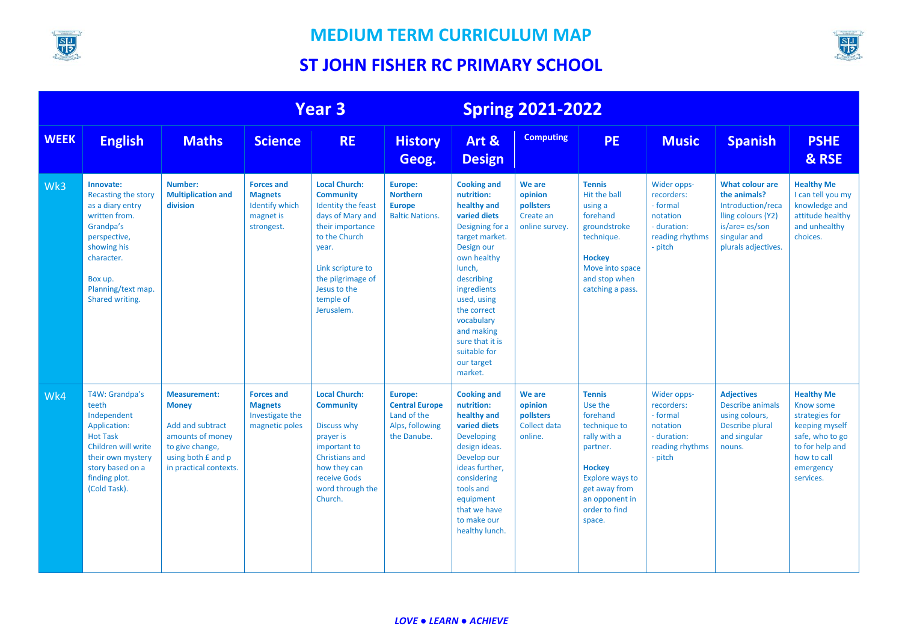# MEDIUM TERM CURRICULUM MAP

## ST JOHN FISHER RC PRIMARY SCHOOL

| Year 3 | | | | | Spring 2021-2022 | | | | | | |
|---|---|---|---|---|---|---|---|---|---|---|---|
| **WEEK** | **English** | **Maths** | **Science** | **RE** | **History Geog.** | **Art & Design** | **Computing** | **PE** | **Music** | **Spanish** | **PSHE & RSE** |
| Wk3 | **Innovate:** Recasting the story as a diary entry written from. Grandpa's perspective, showing his character. Box up. Planning/text map. Shared writing. | **Number: Multiplication and division** | **Forces and Magnets** Identify which magnet is strongest. | **Local Church: Community** Identity the feast days of Mary and their importance to the Church year. Link scripture to the pilgrimage of Jesus to the temple of Jerusalem. | **Europe: Northern Europe** Baltic Nations. | **Cooking and nutrition: healthy and varied diets** Designing for a target market. Design our own healthy lunch, describing ingredients used, using the correct vocabulary and making sure that it is suitable for our target market. | **We are opinion pollsters** Create an online survey. | **Tennis** Hit the ball using a forehand groundstroke technique. **Hockey** Move into space and stop when catching a pass. | Wider opps- recorders: - formal notation - duration: reading rhythms - pitch | **What colour are the animals?** Introduction/recalling colours (Y2) is/are= es/son singular and plurals adjectives. | **Healthy Me** I can tell you my knowledge and attitude healthy and unhealthy choices. |
| Wk4 | T4W: Grandpa's teeth Independent Application: Hot Task Children will write their own mystery story based on a finding plot. (Cold Task). | **Measurement: Money** Add and subtract amounts of money to give change, using both £ and p in practical contexts. | **Forces and Magnets** Investigate the magnetic poles | **Local Church: Community** Discuss why prayer is important to Christians and how they can receive Gods word through the Church. | **Europe: Central Europe** Land of the Alps, following the Danube. | **Cooking and nutrition: healthy and varied diets** Developing design ideas. Develop our ideas further, considering tools and equipment that we have to make our healthy lunch. | **We are opinion pollsters** Collect data online. | **Tennis** Use the forehand technique to rally with a partner. **Hockey** Explore ways to get away from an opponent in order to find space. | Wider opps- recorders: - formal notation - duration: reading rhythms - pitch | **Adjectives** Describe animals using colours, Describe plural and singular nouns. | **Healthy Me** Know some strategies for keeping myself safe, who to go to for help and how to call emergency services. |

*LOVE ● LEARN ● ACHIEVE*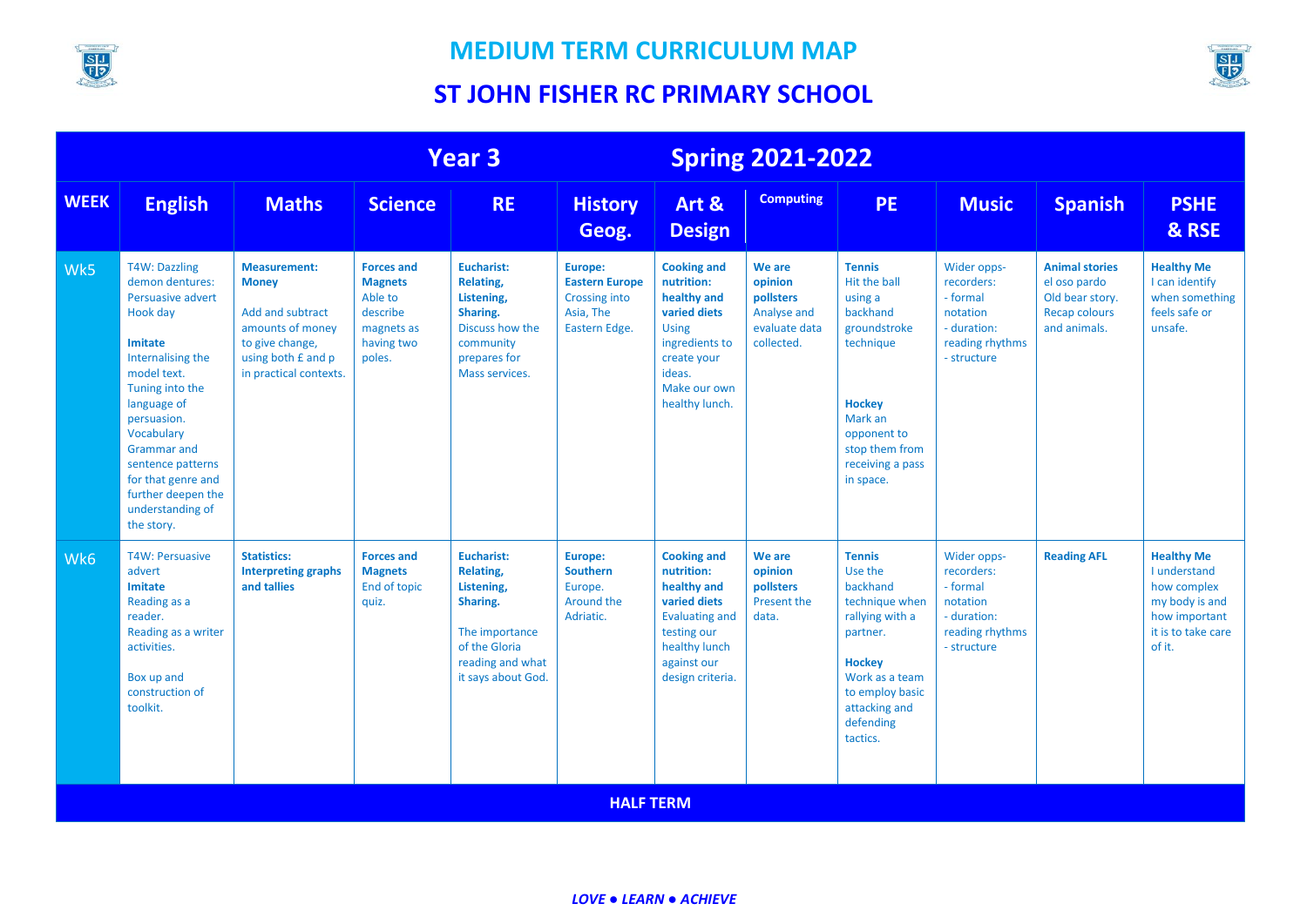# MEDIUM TERM CURRICULUM MAP

# ST JOHN FISHER RC PRIMARY SCHOOL

| Year 3 | | | | Spring 2021-2022 | | | | | | | |
|---|---|---|---|---|---|---|---|---|---|---|---|
| **WEEK** | **English** | **Maths** | **Science** | **RE** | **History Geog.** | **Art & Design** | **Computing** | **PE** | **Music** | **Spanish** | **PSHE & RSE** |
| Wk5 | T4W: Dazzling demon dentures: Persuasive advert Hook day<br><br>**Imitate**<br>Internalising the model text.<br>Tuning into the language of persuasion.<br>Vocabulary<br>Grammar and sentence patterns for that genre and further deepen the understanding of the story. | **Measurement: Money**<br><br>Add and subtract amounts of money to give change, using both £ and p in practical contexts. | **Forces and Magnets**<br>Able to describe magnets as having two poles. | **Eucharist: Relating, Listening, Sharing.**<br>Discuss how the community prepares for Mass services. | **Europe: Eastern Europe**<br>Crossing into Asia, The Eastern Edge. | **Cooking and nutrition: healthy and varied diets**<br>Using ingredients to create your ideas.<br>Make our own healthy lunch. | **We are opinion pollsters**<br>Analyse and evaluate data collected. | **Tennis**<br>Hit the ball using a backhand groundstroke technique<br><br>**Hockey**<br>Mark an opponent to stop them from receiving a pass in space. | Wider opps-recorders:<br>- formal notation<br>- duration: reading rhythms<br>- structure | **Animal stories**<br>el oso pardo<br>Old bear story.<br>Recap colours and animals. | **Healthy Me**<br>I can identify when something feels safe or unsafe. |
| Wk6 | T4W: Persuasive advert<br>**Imitate**<br>Reading as a reader.<br>Reading as a writer activities.<br><br>Box up and construction of toolkit. | **Statistics: Interpreting graphs and tallies** | **Forces and Magnets**<br>End of topic quiz. | **Eucharist: Relating, Listening, Sharing.**<br><br>The importance of the Gloria reading and what it says about God. | **Europe: Southern**<br>Europe.<br>Around the Adriatic. | **Cooking and nutrition: healthy and varied diets**<br>Evaluating and testing our healthy lunch against our design criteria. | **We are opinion pollsters**<br>Present the data. | **Tennis**<br>Use the backhand technique when rallying with a partner.<br><br>**Hockey**<br>Work as a team to employ basic attacking and defending tactics. | Wider opps-recorders:<br>- formal notation<br>- duration: reading rhythms<br>- structure | **Reading AFL** | **Healthy Me**<br>I understand how complex my body is and how important it is to take care of it. |
| **HALF TERM** | | | | | | | | | | | |

***LOVE ● LEARN ● ACHIEVE***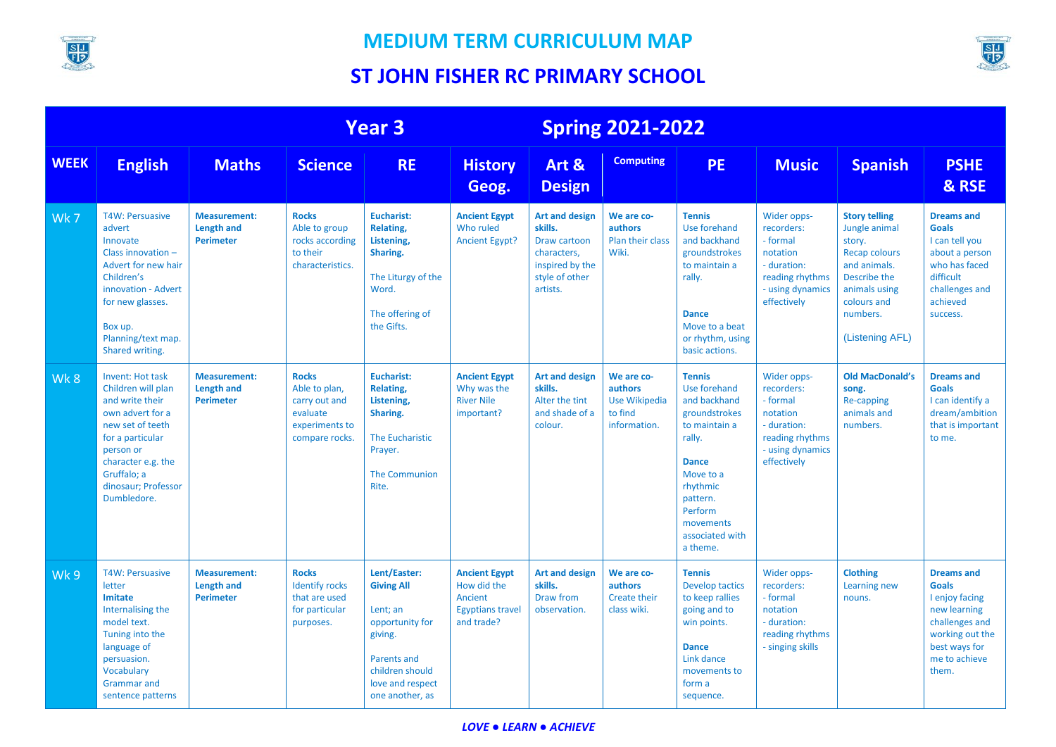# MEDIUM TERM CURRICULUM MAP

# ST JOHN FISHER RC PRIMARY SCHOOL

| Year 3 | | | | | Spring 2021-2022 | | | | | | |
|---|---|---|---|---|---|---|---|---|---|---|---|
| **WEEK** | **English** | **Maths** | **Science** | **RE** | **History Geog.** | **Art & Design** | **Computing** | **PE** | **Music** | **Spanish** | **PSHE & RSE** |
| Wk 7 | T4W: Persuasive advert<br>Innovate<br>Class innovation – Advert for new hair<br>Children's innovation - Advert for new glasses.<br><br>Box up.<br>Planning/text map.<br>Shared writing. | **Measurement: Length and Perimeter** | **Rocks**<br>Able to group rocks according to their characteristics. | **Eucharist: Relating, Listening, Sharing.**<br><br>The Liturgy of the Word.<br><br>The offering of the Gifts. | **Ancient Egypt**<br>Who ruled Ancient Egypt? | **Art and design skills.**<br>Draw cartoon characters, inspired by the style of other artists. | **We are co-authors**<br>Plan their class Wiki. | **Tennis**<br>Use forehand and backhand groundstrokes to maintain a rally.<br><br>**Dance**<br>Move to a beat or rhythm, using basic actions. | Wider opps-recorders:<br>- formal notation<br>- duration: reading rhythms<br>- using dynamics effectively | **Story telling**<br>Jungle animal story.<br>Recap colours and animals.<br>Describe the animals using colours and numbers.<br><br>(Listening AFL) | **Dreams and Goals**<br>I can tell you about a person who has faced difficult challenges and achieved success. |
| Wk 8 | Invent: Hot task<br>Children will plan and write their own advert for a new set of teeth for a particular person or character e.g. the Gruffalo; a dinosaur; Professor Dumbledore. | **Measurement: Length and Perimeter** | **Rocks**<br>Able to plan, carry out and evaluate experiments to compare rocks. | **Eucharist: Relating, Listening, Sharing.**<br><br>The Eucharistic Prayer.<br><br>The Communion Rite. | **Ancient Egypt**<br>Why was the River Nile important? | **Art and design skills.**<br>Alter the tint and shade of a colour. | **We are co-authors**<br>Use Wikipedia to find information. | **Tennis**<br>Use forehand and backhand groundstrokes to maintain a rally.<br><br>**Dance**<br>Move to a rhythmic pattern. Perform movements associated with a theme. | Wider opps-recorders:<br>- formal notation<br>- duration: reading rhythms<br>- using dynamics effectively | **Old MacDonald's song.**<br>Re-capping animals and numbers. | **Dreams and Goals**<br>I can identify a dream/ambition that is important to me. |
| Wk 9 | T4W: Persuasive letter<br>**Imitate**<br>Internalising the model text.<br>Tuning into the language of persuasion.<br>Vocabulary<br>Grammar and sentence patterns | **Measurement: Length and Perimeter** | **Rocks**<br>Identify rocks that are used for particular purposes. | **Lent/Easter: Giving All**<br><br>Lent; an opportunity for giving.<br><br>Parents and children should love and respect one another, as | **Ancient Egypt**<br>How did the Ancient Egyptians travel and trade? | **Art and design skills.**<br>Draw from observation. | **We are co-authors**<br>Create their class wiki. | **Tennis**<br>Develop tactics to keep rallies going and to win points.<br><br>**Dance**<br>Link dance movements to form a sequence. | Wider opps-recorders:<br>- formal notation<br>- duration: reading rhythms<br>- singing skills | **Clothing**<br>Learning new nouns. | **Dreams and Goals**<br>I enjoy facing new learning challenges and working out the best ways for me to achieve them. |

*LOVE ● LEARN ● ACHIEVE*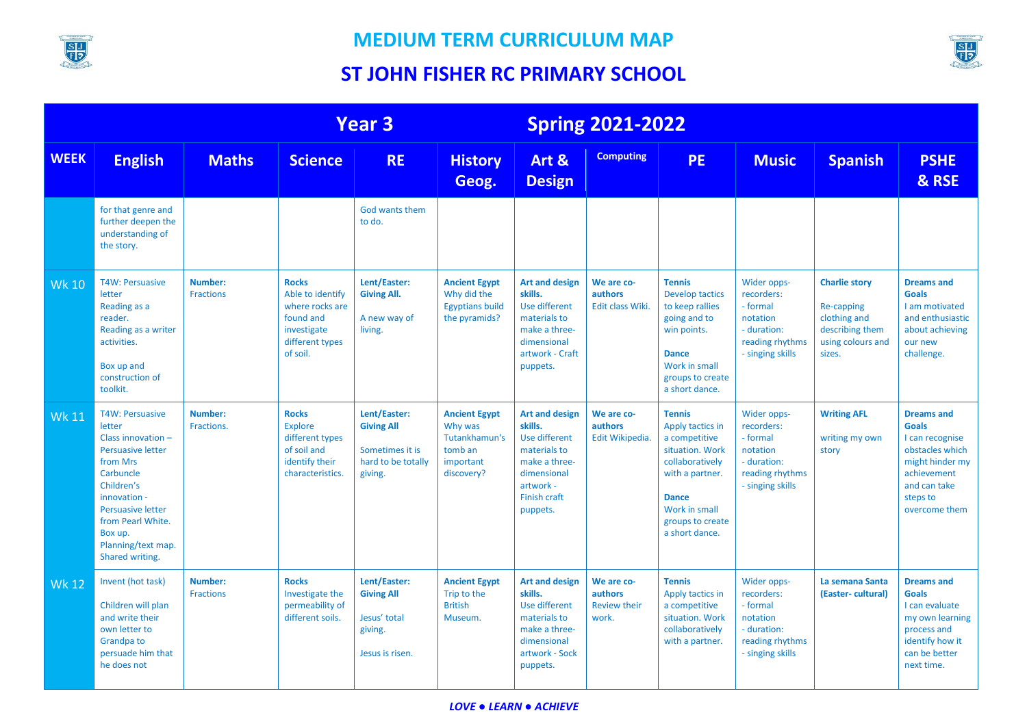# MEDIUM TERM CURRICULUM MAP

## ST JOHN FISHER RC PRIMARY SCHOOL

| Year 3 | | | | Spring 2021-2022 | | | | | | | |
|---|---|---|---|---|---|---|---|---|---|---|---|
| **WEEK** | **English** | **Maths** | **Science** | **RE** | **History Geog.** | **Art & Design** | **Computing** | **PE** | **Music** | **Spanish** | **PSHE & RSE** |
| | for that genre and further deepen the understanding of the story. | | | God wants them to do. | | | | | | | |
| Wk 10 | T4W: Persuasive letter<br>Reading as a reader.<br>Reading as a writer activities.<br><br>Box up and construction of toolkit. | **Number:** Fractions | **Rocks**<br>Able to identify where rocks are found and investigate different types of soil. | **Lent/Easter: Giving All.**<br><br>A new way of living. | **Ancient Egypt**<br>Why did the Egyptians build the pyramids? | **Art and design skills.**<br>Use different materials to make a three-dimensional artwork - Craft puppets. | **We are co-authors**<br>Edit class Wiki. | **Tennis**<br>Develop tactics to keep rallies going and to win points.<br><br>**Dance**<br>Work in small groups to create a short dance. | Wider opps-recorders:<br>- formal notation<br>- duration: reading rhythms<br>- singing skills | **Charlie story**<br><br>Re-capping clothing and describing them using colours and sizes. | **Dreams and Goals**<br>I am motivated and enthusiastic about achieving our new challenge. |
| Wk 11 | T4W: Persuasive letter<br>Class innovation – Persuasive letter from Mrs Carbuncle<br>Children's innovation - Persuasive letter from Pearl White.<br>Box up.<br>Planning/text map.<br>Shared writing. | **Number:** Fractions. | **Rocks**<br>Explore different types of soil and identify their characteristics. | **Lent/Easter: Giving All**<br><br>Sometimes it is hard to be totally giving. | **Ancient Egypt**<br>Why was Tutankhamun's tomb an important discovery? | **Art and design skills.**<br>Use different materials to make a three-dimensional artwork - Finish craft puppets. | **We are co-authors**<br>Edit Wikipedia. | **Tennis**<br>Apply tactics in a competitive situation. Work collaboratively with a partner.<br><br>**Dance**<br>Work in small groups to create a short dance. | Wider opps-recorders:<br>- formal notation<br>- duration: reading rhythms<br>- singing skills | **Writing AFL**<br><br>writing my own story | **Dreams and Goals**<br>I can recognise obstacles which might hinder my achievement and can take steps to overcome them |
| Wk 12 | Invent (hot task)<br><br>Children will plan and write their own letter to Grandpa to persuade him that he does not | **Number:** Fractions | **Rocks**<br>Investigate the permeability of different soils. | **Lent/Easter: Giving All**<br><br>Jesus' total giving.<br><br>Jesus is risen. | **Ancient Egypt**<br>Trip to the British Museum. | **Art and design skills.**<br>Use different materials to make a three-dimensional artwork - Sock puppets. | **We are co-authors**<br>Review their work. | **Tennis**<br>Apply tactics in a competitive situation. Work collaboratively with a partner. | Wider opps-recorders:<br>- formal notation<br>- duration: reading rhythms<br>- singing skills | **La semana Santa (Easter- cultural)** | **Dreams and Goals**<br>I can evaluate my own learning process and identify how it can be better next time. |

*LOVE ● LEARN ● ACHIEVE*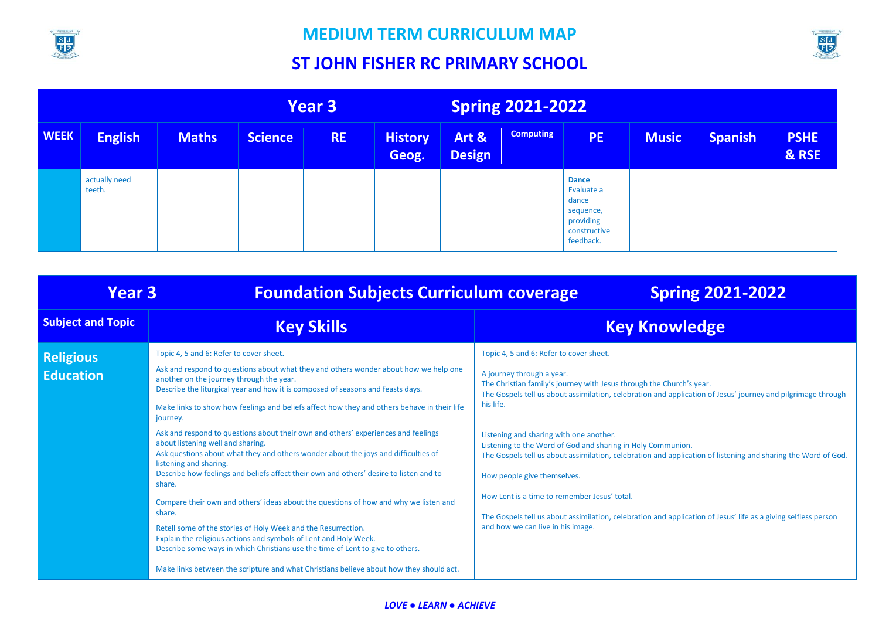# MEDIUM TERM CURRICULUM MAP

# ST JOHN FISHER RC PRIMARY SCHOOL

| Year 3 | | | | | | | Spring 2021-2022 | | | | |
|---|---|---|---|---|---|---|---|---|---|---|---|
| **WEEK** | **English** | **Maths** | **Science** | **RE** | **History Geog.** | **Art & Design** | **Computing** | **PE** | **Music** | **Spanish** | **PSHE & RSE** |
| | actually need teeth. | | | | | | | **Dance** Evaluate a dance sequence, providing constructive feedback. | | | |

| Year 3 | Foundation Subjects Curriculum coverage | Spring 2021-2022 |
|---|---|---|
| **Subject and Topic** | **Key Skills** | **Key Knowledge** |
| **Religious Education** | Topic 4, 5 and 6: Refer to cover sheet.<br><br>Ask and respond to questions about what they and others wonder about how we help one another on the journey through the year.<br>Describe the liturgical year and how it is composed of seasons and feasts days.<br><br>Make links to show how feelings and beliefs affect how they and others behave in their life journey.<br><br>Ask and respond to questions about their own and others' experiences and feelings about listening well and sharing.<br>Ask questions about what they and others wonder about the joys and difficulties of listening and sharing.<br>Describe how feelings and beliefs affect their own and others' desire to listen and to share.<br><br>Compare their own and others' ideas about the questions of how and why we listen and share.<br><br>Retell some of the stories of Holy Week and the Resurrection.<br>Explain the religious actions and symbols of Lent and Holy Week.<br>Describe some ways in which Christians use the time of Lent to give to others.<br><br>Make links between the scripture and what Christians believe about how they should act. | Topic 4, 5 and 6: Refer to cover sheet.<br><br>A journey through a year.<br>The Christian family's journey with Jesus through the Church's year.<br>The Gospels tell us about assimilation, celebration and application of Jesus' journey and pilgrimage through his life.<br><br>Listening and sharing with one another.<br>Listening to the Word of God and sharing in Holy Communion.<br>The Gospels tell us about assimilation, celebration and application of listening and sharing the Word of God.<br><br>How people give themselves.<br><br>How Lent is a time to remember Jesus' total.<br><br>The Gospels tell us about assimilation, celebration and application of Jesus' life as a giving selfless person and how we can live in his image. |

*LOVE ● LEARN ● ACHIEVE*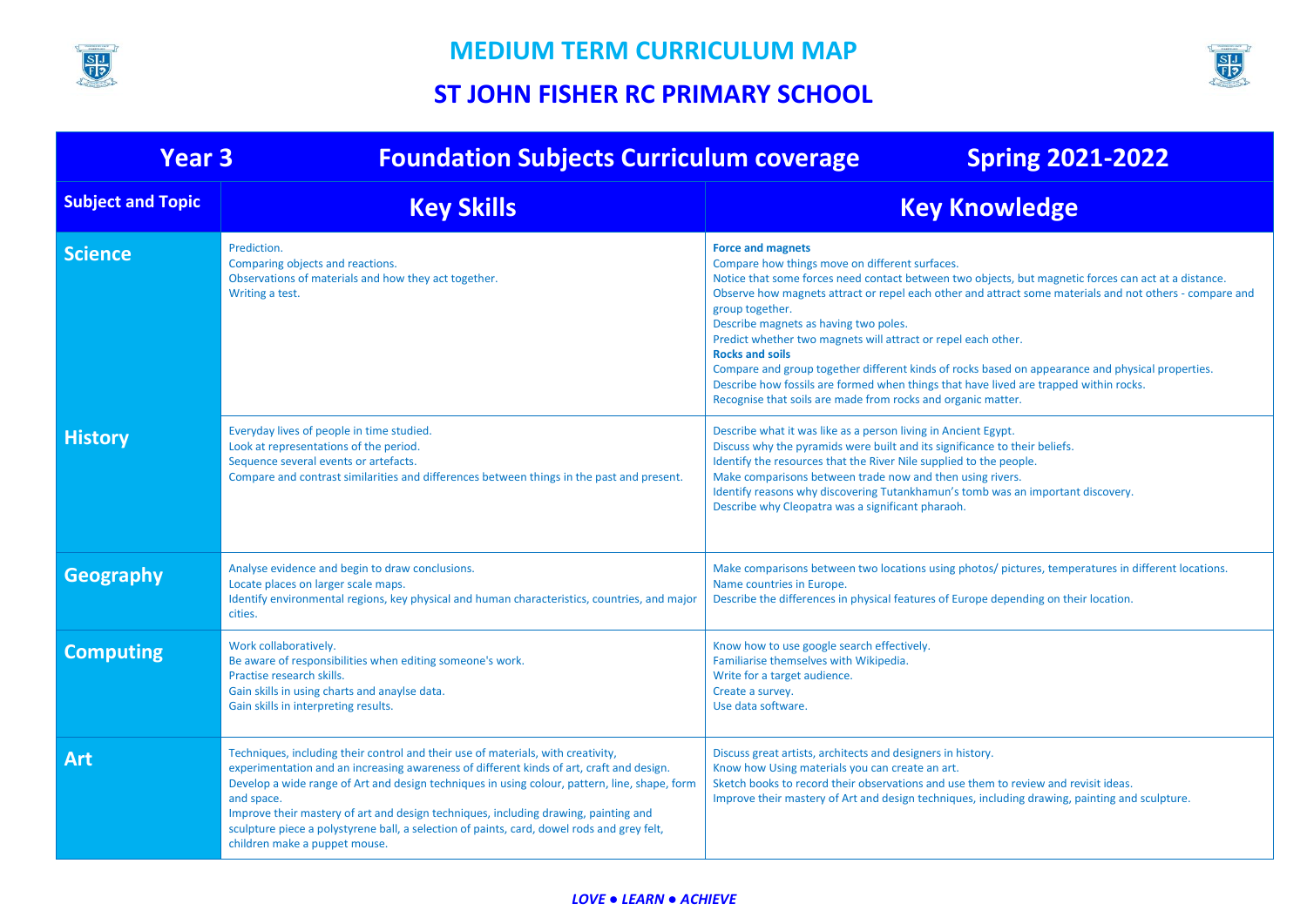# MEDIUM TERM CURRICULUM MAP

## ST JOHN FISHER RC PRIMARY SCHOOL

| Year 3 | Foundation Subjects Curriculum coverage | Spring 2021-2022 |
|---|---|---|
| **Subject and Topic** | **Key Skills** | **Key Knowledge** |
| **Science** | Prediction.<br>Comparing objects and reactions.<br>Observations of materials and how they act together.<br>Writing a test. | **Force and magnets**<br>Compare how things move on different surfaces.<br>Notice that some forces need contact between two objects, but magnetic forces can act at a distance.<br>Observe how magnets attract or repel each other and attract some materials and not others - compare and group together.<br>Describe magnets as having two poles.<br>Predict whether two magnets will attract or repel each other.<br>**Rocks and soils**<br>Compare and group together different kinds of rocks based on appearance and physical properties.<br>Describe how fossils are formed when things that have lived are trapped within rocks.<br>Recognise that soils are made from rocks and organic matter. |
| **History** | Everyday lives of people in time studied.<br>Look at representations of the period.<br>Sequence several events or artefacts.<br>Compare and contrast similarities and differences between things in the past and present. | Describe what it was like as a person living in Ancient Egypt.<br>Discuss why the pyramids were built and its significance to their beliefs.<br>Identify the resources that the River Nile supplied to the people.<br>Make comparisons between trade now and then using rivers.<br>Identify reasons why discovering Tutankhamun's tomb was an important discovery.<br>Describe why Cleopatra was a significant pharaoh. |
| **Geography** | Analyse evidence and begin to draw conclusions.<br>Locate places on larger scale maps.<br>Identify environmental regions, key physical and human characteristics, countries, and major cities. | Make comparisons between two locations using photos/ pictures, temperatures in different locations.<br>Name countries in Europe.<br>Describe the differences in physical features of Europe depending on their location. |
| **Computing** | Work collaboratively.<br>Be aware of responsibilities when editing someone's work.<br>Practise research skills.<br>Gain skills in using charts and anaylse data.<br>Gain skills in interpreting results. | Know how to use google search effectively.<br>Familiarise themselves with Wikipedia.<br>Write for a target audience.<br>Create a survey.<br>Use data software. |
| **Art** | Techniques, including their control and their use of materials, with creativity, experimentation and an increasing awareness of different kinds of art, craft and design.<br>Develop a wide range of Art and design techniques in using colour, pattern, line, shape, form and space.<br>Improve their mastery of art and design techniques, including drawing, painting and sculpture piece a polystyrene ball, a selection of paints, card, dowel rods and grey felt, children make a puppet mouse. | Discuss great artists, architects and designers in history.<br>Know how Using materials you can create an art.<br>Sketch books to record their observations and use them to review and revisit ideas.<br>Improve their mastery of Art and design techniques, including drawing, painting and sculpture. |

*LOVE ● LEARN ● ACHIEVE*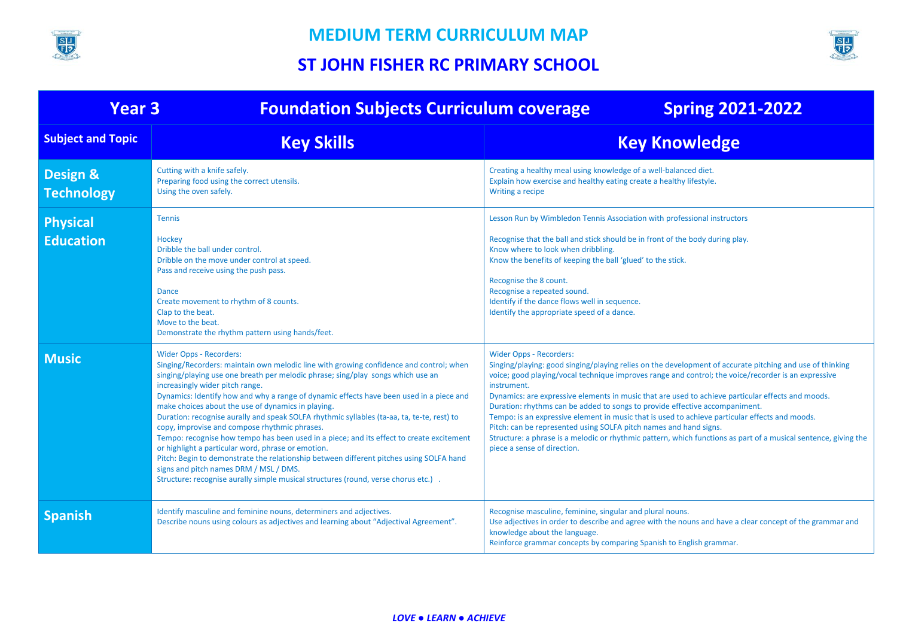# MEDIUM TERM CURRICULUM MAP

## ST JOHN FISHER RC PRIMARY SCHOOL

| Year 3 | Foundation Subjects Curriculum coverage | Spring 2021-2022 |
|---|---|---|
| **Subject and Topic** | **Key Skills** | **Key Knowledge** |
| **Design & Technology** | Cutting with a knife safely.<br>Preparing food using the correct utensils.<br>Using the oven safely. | Creating a healthy meal using knowledge of a well-balanced diet.<br>Explain how exercise and healthy eating create a healthy lifestyle.<br>Writing a recipe |
| **Physical Education** | Tennis<br><br>Hockey<br>Dribble the ball under control.<br>Dribble on the move under control at speed.<br>Pass and receive using the push pass.<br><br>Dance<br>Create movement to rhythm of 8 counts.<br>Clap to the beat.<br>Move to the beat.<br>Demonstrate the rhythm pattern using hands/feet. | Lesson Run by Wimbledon Tennis Association with professional instructors<br><br>Recognise that the ball and stick should be in front of the body during play.<br>Know where to look when dribbling.<br>Know the benefits of keeping the ball 'glued' to the stick.<br><br>Recognise the 8 count.<br>Recognise a repeated sound.<br>Identify if the dance flows well in sequence.<br>Identify the appropriate speed of a dance. |
| **Music** | Wider Opps - Recorders:<br>Singing/Recorders: maintain own melodic line with growing confidence and control; when singing/playing use one breath per melodic phrase; sing/play songs which use an increasingly wider pitch range.<br>Dynamics: Identify how and why a range of dynamic effects have been used in a piece and make choices about the use of dynamics in playing.<br>Duration: recognise aurally and speak SOLFA rhythmic syllables (ta-aa, ta, te-te, rest) to copy, improvise and compose rhythmic phrases.<br>Tempo: recognise how tempo has been used in a piece; and its effect to create excitement or highlight a particular word, phrase or emotion.<br>Pitch: Begin to demonstrate the relationship between different pitches using SOLFA hand signs and pitch names DRM / MSL / DMS.<br>Structure: recognise aurally simple musical structures (round, verse chorus etc.) . | Wider Opps - Recorders:<br>Singing/playing: good singing/playing relies on the development of accurate pitching and use of thinking voice; good playing/vocal technique improves range and control; the voice/recorder is an expressive instrument.<br>Dynamics: are expressive elements in music that are used to achieve particular effects and moods.<br>Duration: rhythms can be added to songs to provide effective accompaniment.<br>Tempo: is an expressive element in music that is used to achieve particular effects and moods.<br>Pitch: can be represented using SOLFA pitch names and hand signs.<br>Structure: a phrase is a melodic or rhythmic pattern, which functions as part of a musical sentence, giving the piece a sense of direction. |
| **Spanish** | Identify masculine and feminine nouns, determiners and adjectives.<br>Describe nouns using colours as adjectives and learning about "Adjectival Agreement". | Recognise masculine, feminine, singular and plural nouns.<br>Use adjectives in order to describe and agree with the nouns and have a clear concept of the grammar and knowledge about the language.<br>Reinforce grammar concepts by comparing Spanish to English grammar. |

***LOVE ● LEARN ● ACHIEVE***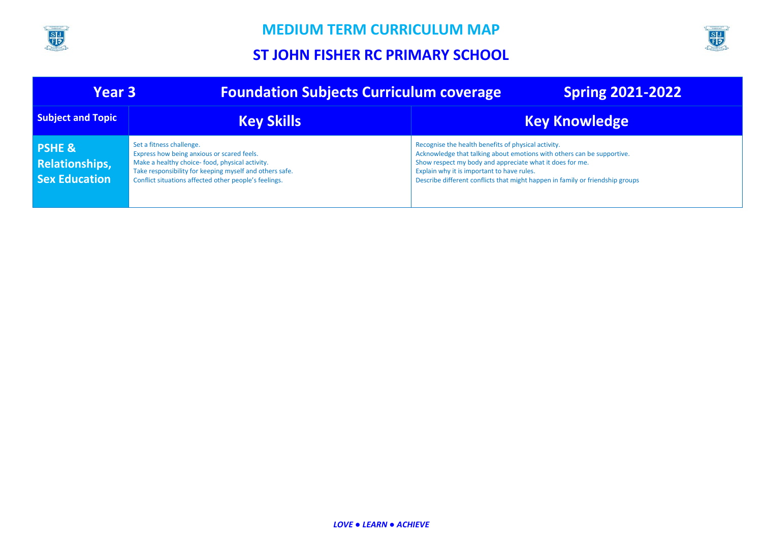# MEDIUM TERM CURRICULUM MAP

## ST JOHN FISHER RC PRIMARY SCHOOL

| Year 3 | Foundation Subjects Curriculum coverage | Spring 2021-2022 |
|---|---|---|
| **Subject and Topic** | **Key Skills** | **Key Knowledge** |
| **PSHE & Relationships, Sex Education** | Set a fitness challenge.<br>Express how being anxious or scared feels.<br>Make a healthy choice- food, physical activity.<br>Take responsibility for keeping myself and others safe.<br>Conflict situations affected other people's feelings. | Recognise the health benefits of physical activity.<br>Acknowledge that talking about emotions with others can be supportive.<br>Show respect my body and appreciate what it does for me.<br>Explain why it is important to have rules.<br>Describe different conflicts that might happen in family or friendship groups |

*LOVE ● LEARN ● ACHIEVE*